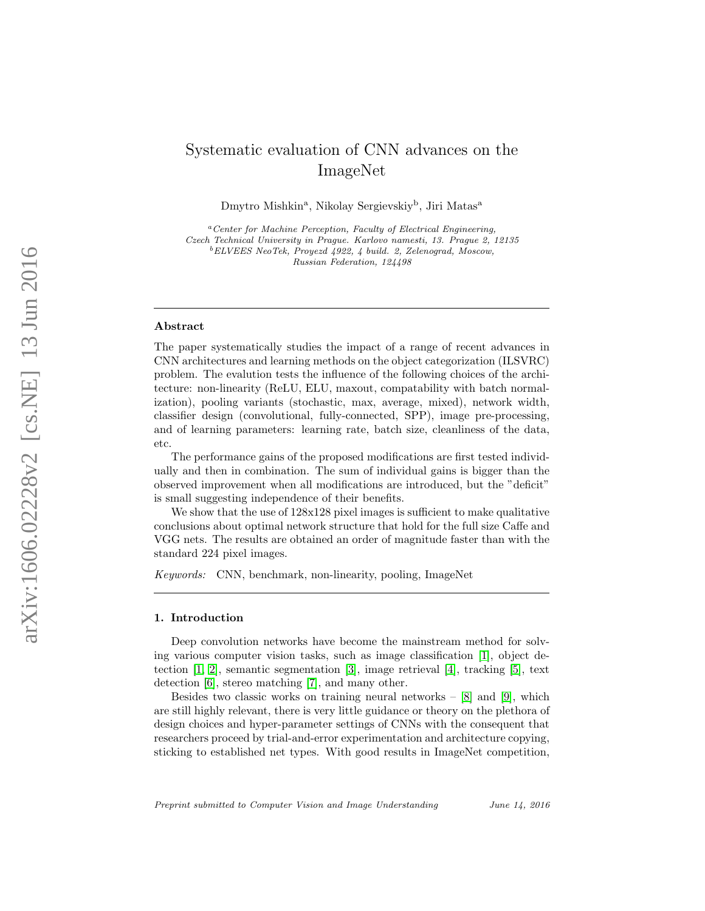# Systematic evaluation of CNN advances on the ImageNet

Dmytro Mishkin[a], Nikolay Sergievskiy[b], Jiri Matas[a]

[a] *Center for Machine Perception, Faculty of Electrical Engineering, Czech Technical University in Prague. Karlovo namesti, 13. Prague 2, 12135*
[b] *ELVEES NeoTek, Proyezd 4922, 4 build. 2, Zelenograd, Moscow, Russian Federation, 124498*

---

### Abstract

The paper systematically studies the impact of a range of recent advances in CNN architectures and learning methods on the object categorization (ILSVRC) problem. The evalution tests the influence of the following choices of the architecture: non-linearity (ReLU, ELU, maxout, compatability with batch normalization), pooling variants (stochastic, max, average, mixed), network width, classifier design (convolutional, fully-connected, SPP), image pre-processing, and of learning parameters: learning rate, batch size, cleanliness of the data, etc.

The performance gains of the proposed modifications are first tested individually and then in combination. The sum of individual gains is bigger than the observed improvement when all modifications are introduced, but the "deficit" is small suggesting independence of their benefits.

We show that the use of 128x128 pixel images is sufficient to make qualitative conclusions about optimal network structure that hold for the full size Caffe and VGG nets. The results are obtained an order of magnitude faster than with the standard 224 pixel images.

*Keywords:* CNN, benchmark, non-linearity, pooling, ImageNet

---

## 1. Introduction

Deep convolution networks have become the mainstream method for solving various computer vision tasks, such as image classification [1], object detection [1, 2], semantic segmentation [3], image retrieval [4], tracking [5], text detection [6], stereo matching [7], and many other.

Besides two classic works on training neural networks – [8] and [9], which are still highly relevant, there is very little guidance or theory on the plethora of design choices and hyper-parameter settings of CNNs with the consequent that researchers proceed by trial-and-error experimentation and architecture copying, sticking to established net types. With good results in ImageNet competition,

*Preprint submitted to Computer Vision and Image Understanding* *June 14, 2016*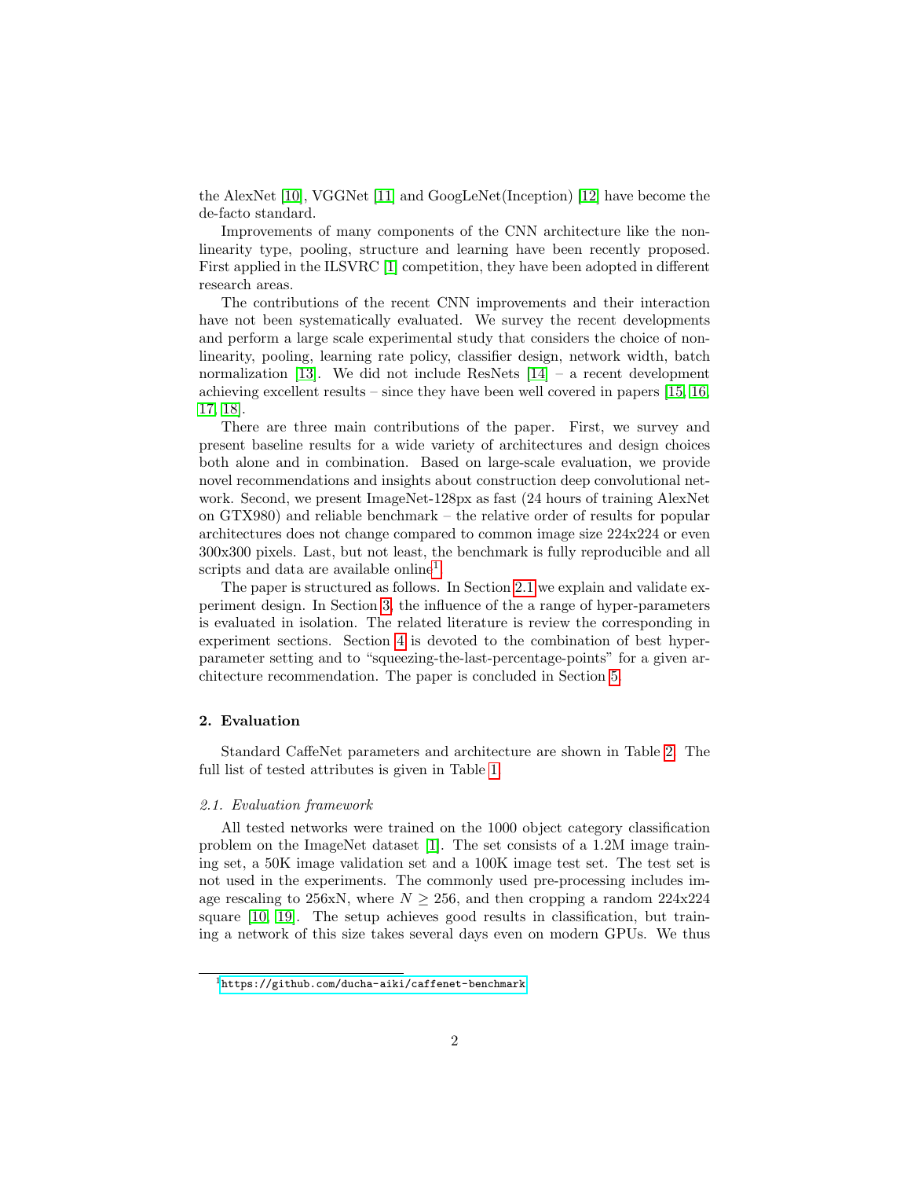the AlexNet [10], VGGNet [11] and GoogLeNet(Inception) [12] have become the de-facto standard.

Improvements of many components of the CNN architecture like the non-linearity type, pooling, structure and learning have been recently proposed. First applied in the ILSVRC [1] competition, they have been adopted in different research areas.

The contributions of the recent CNN improvements and their interaction have not been systematically evaluated. We survey the recent developments and perform a large scale experimental study that considers the choice of non-linearity, pooling, learning rate policy, classifier design, network width, batch normalization [13]. We did not include ResNets [14] – a recent development achieving excellent results – since they have been well covered in papers [15, 16, 17, 18].

There are three main contributions of the paper. First, we survey and present baseline results for a wide variety of architectures and design choices both alone and in combination. Based on large-scale evaluation, we provide novel recommendations and insights about construction deep convolutional network. Second, we present ImageNet-128px as fast (24 hours of training AlexNet on GTX980) and reliable benchmark – the relative order of results for popular architectures does not change compared to common image size 224x224 or even 300x300 pixels. Last, but not least, the benchmark is fully reproducible and all scripts and data are available online[1].

The paper is structured as follows. In Section 2.1 we explain and validate experiment design. In Section 3, the influence of the a range of hyper-parameters is evaluated in isolation. The related literature is review the corresponding in experiment sections. Section 4 is devoted to the combination of best hyper-parameter setting and to "squeezing-the-last-percentage-points" for a given architecture recommendation. The paper is concluded in Section 5.

## 2. Evaluation

Standard CaffeNet parameters and architecture are shown in Table 2. The full list of tested attributes is given in Table 1.

### *2.1. Evaluation framework*

All tested networks were trained on the 1000 object category classification problem on the ImageNet dataset [1]. The set consists of a 1.2M image training set, a 50K image validation set and a 100K image test set. The test set is not used in the experiments. The commonly used pre-processing includes image rescaling to 256xN, where $N \geq 256$, and then cropping a random 224x224 square [10, 19]. The setup achieves good results in classification, but training a network of this size takes several days even on modern GPUs. We thus

[1] https://github.com/ducha-aiki/caffenet-benchmark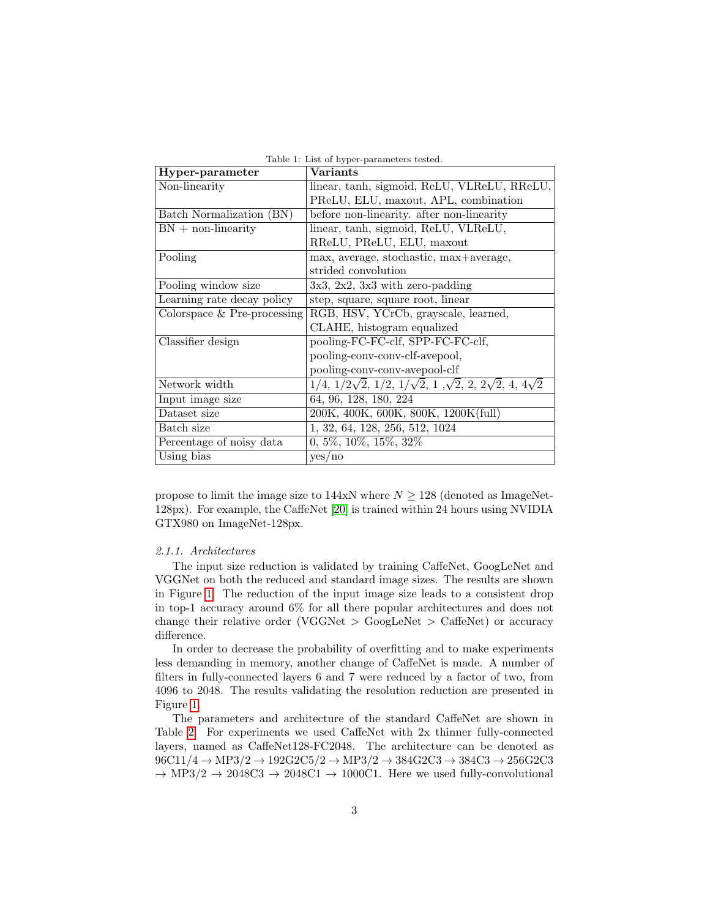Table 1: List of hyper-parameters tested.

| Hyper-parameter | Variants |
|---|---|
| Non-linearity | linear, tanh, sigmoid, ReLU, VLReLU, RReLU, PReLU, ELU, maxout, APL, combination |
| Batch Normalization (BN) | before non-linearity. after non-linearity |
| BN + non-linearity | linear, tanh, sigmoid, ReLU, VLReLU, RReLU, PReLU, ELU, maxout |
| Pooling | max, average, stochastic, max+average, strided convolution |
| Pooling window size | 3x3, 2x2, 3x3 with zero-padding |
| Learning rate decay policy | step, square, square root, linear |
| Colorspace & Pre-processing | RGB, HSV, YCrCb, grayscale, learned, CLAHE, histogram equalized |
| Classifier design | pooling-FC-FC-clf, SPP-FC-FC-clf, pooling-conv-conv-clf-avepool, pooling-conv-conv-avepool-clf |
| Network width | 1/4, $1/2\sqrt{2}$, 1/2, $1/\sqrt{2}$, 1 ,$\sqrt{2}$, 2, $2\sqrt{2}$, 4, $4\sqrt{2}$ |
| Input image size | 64, 96, 128, 180, 224 |
| Dataset size | 200K, 400K, 600K, 800K, 1200K(full) |
| Batch size | 1, 32, 64, 128, 256, 512, 1024 |
| Percentage of noisy data | 0, 5%, 10%, 15%, 32% |
| Using bias | yes/no |

propose to limit the image size to 144xN where $N \geq 128$ (denoted as ImageNet-128px). For example, the CaffeNet [20] is trained within 24 hours using NVIDIA GTX980 on ImageNet-128px.

#### *2.1.1. Architectures*

The input size reduction is validated by training CaffeNet, GoogLeNet and VGGNet on both the reduced and standard image sizes. The results are shown in Figure 1. The reduction of the input image size leads to a consistent drop in top-1 accuracy around 6% for all there popular architectures and does not change their relative order (VGGNet > GoogLeNet > CaffeNet) or accuracy difference.

In order to decrease the probability of overfitting and to make experiments less demanding in memory, another change of CaffeNet is made. A number of filters in fully-connected layers 6 and 7 were reduced by a factor of two, from 4096 to 2048. The results validating the resolution reduction are presented in Figure 1.

The parameters and architecture of the standard CaffeNet are shown in Table 2. For experiments we used CaffeNet with 2x thinner fully-connected layers, named as CaffeNet128-FC2048. The architecture can be denoted as 96C11/4 → MP3/2 → 192G2C5/2 → MP3/2 → 384G2C3 → 384C3 → 256G2C3 → MP3/2 → 2048C3 → 2048C1 → 1000C1. Here we used fully-convolutional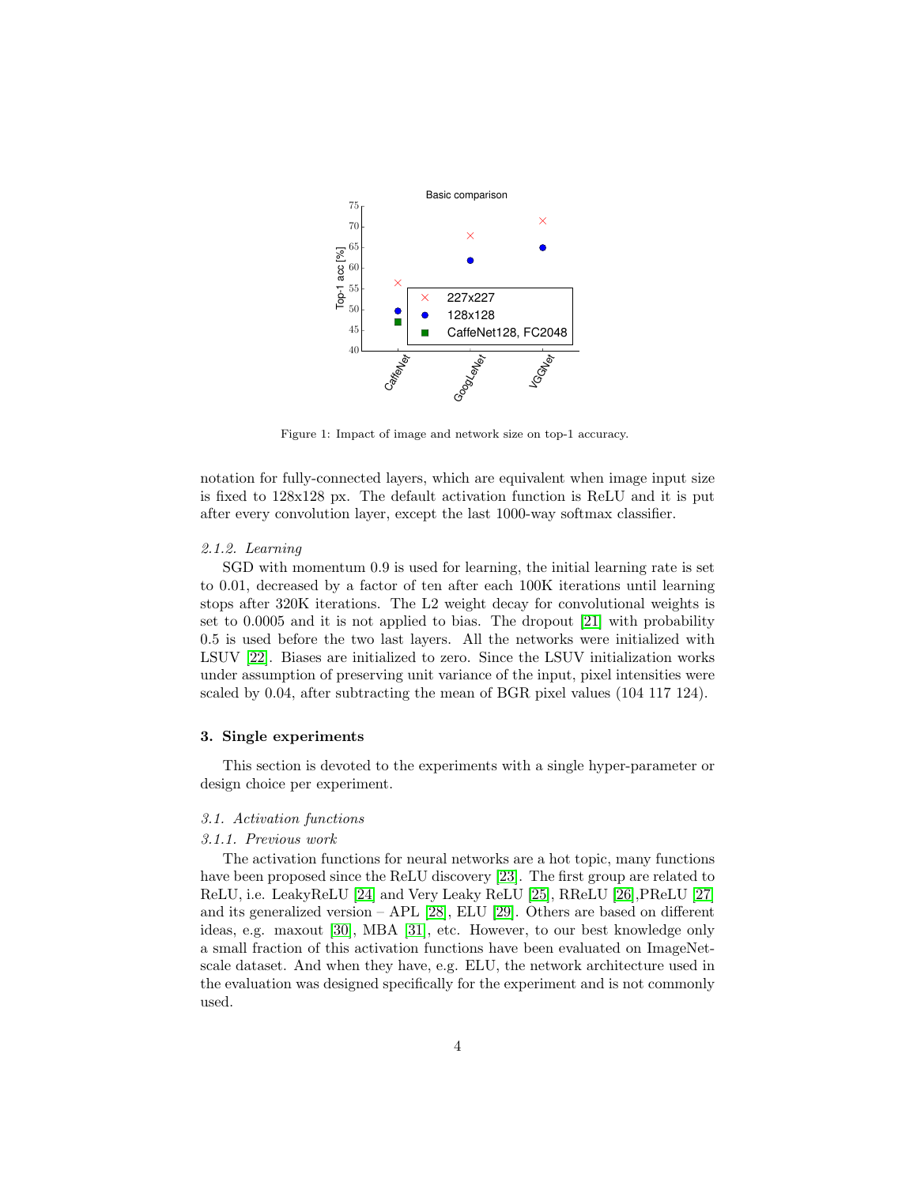Figure 1: Impact of image and network size on top-1 accuracy.

notation for fully-connected layers, which are equivalent when image input size is fixed to 128x128 px. The default activation function is ReLU and it is put after every convolution layer, except the last 1000-way softmax classifier.

*2.1.2. Learning*

SGD with momentum 0.9 is used for learning, the initial learning rate is set to 0.01, decreased by a factor of ten after each 100K iterations until learning stops after 320K iterations. The L2 weight decay for convolutional weights is set to 0.0005 and it is not applied to bias. The dropout [21] with probability 0.5 is used before the two last layers. All the networks were initialized with LSUV [22]. Biases are initialized to zero. Since the LSUV initialization works under assumption of preserving unit variance of the input, pixel intensities were scaled by 0.04, after subtracting the mean of BGR pixel values (104 117 124).

## 3. Single experiments

This section is devoted to the experiments with a single hyper-parameter or design choice per experiment.

### *3.1. Activation functions*

*3.1.1. Previous work*

The activation functions for neural networks are a hot topic, many functions have been proposed since the ReLU discovery [23]. The first group are related to ReLU, i.e. LeakyReLU [24] and Very Leaky ReLU [25], RReLU [26],PReLU [27] and its generalized version – APL [28], ELU [29]. Others are based on different ideas, e.g. maxout [30], MBA [31], etc. However, to our best knowledge only a small fraction of this activation functions have been evaluated on ImageNet-scale dataset. And when they have, e.g. ELU, the network architecture used in the evaluation was designed specifically for the experiment and is not commonly used.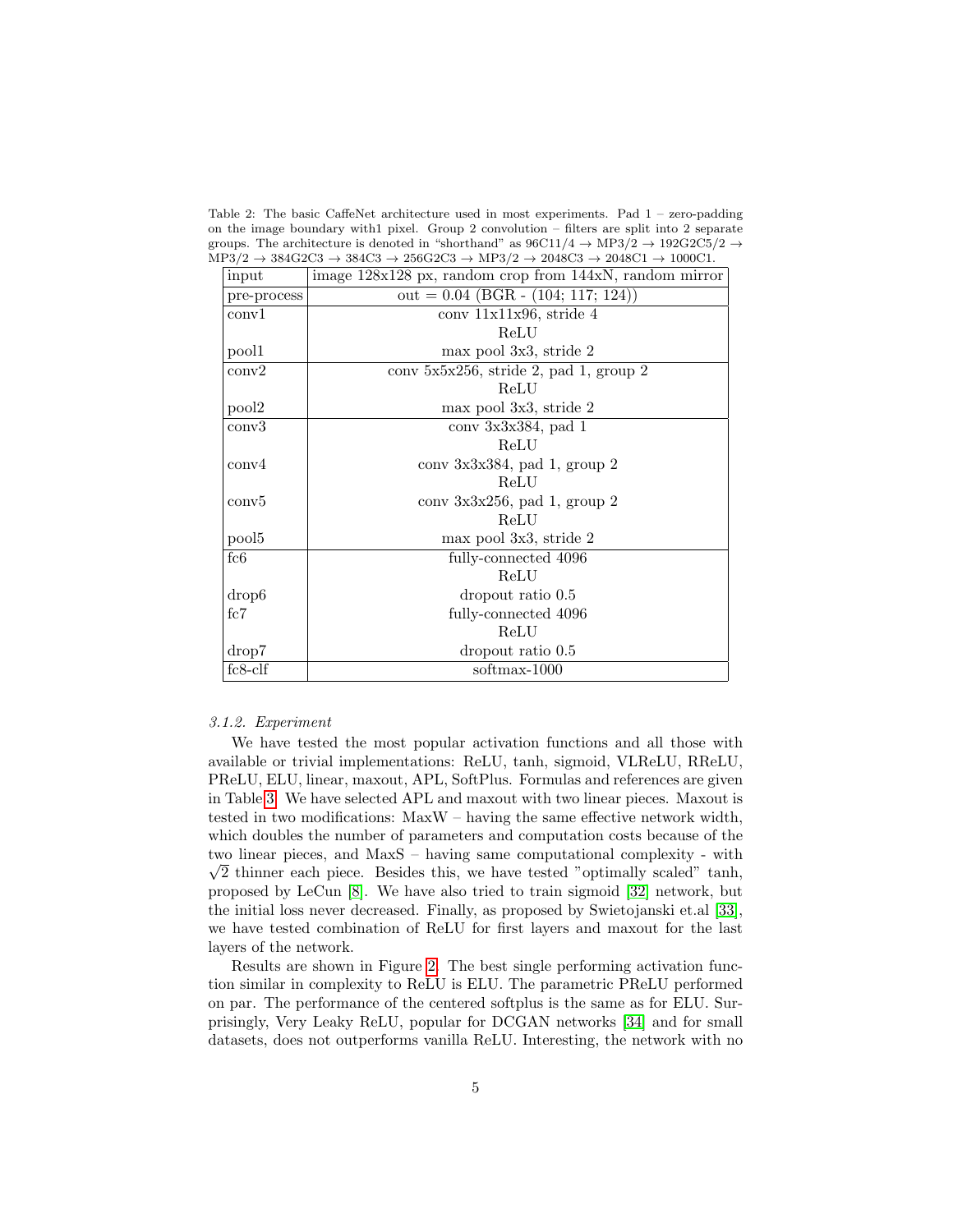Table 2: The basic CaffeNet architecture used in most experiments. Pad 1 – zero-padding on the image boundary with1 pixel. Group 2 convolution – filters are split into 2 separate groups. The architecture is denoted in "shorthand" as 96C11/4 → MP3/2 → 192G2C5/2 → MP3/2 → 384G2C3 → 384C3 → 256G2C3 → MP3/2 → 2048C3 → 2048C1 → 1000C1.

| | |
|---|---|
| input | image 128x128 px, random crop from 144xN, random mirror |
| pre-process | out = 0.04 (BGR - (104; 117; 124)) |
| conv1 | conv 11x11x96, stride 4 |
| | ReLU |
| pool1 | max pool 3x3, stride 2 |
| conv2 | conv 5x5x256, stride 2, pad 1, group 2 |
| | ReLU |
| pool2 | max pool 3x3, stride 2 |
| conv3 | conv 3x3x384, pad 1 |
| | ReLU |
| conv4 | conv 3x3x384, pad 1, group 2 |
| | ReLU |
| conv5 | conv 3x3x256, pad 1, group 2 |
| | ReLU |
| pool5 | max pool 3x3, stride 2 |
| fc6 | fully-connected 4096 |
| | ReLU |
| drop6 | dropout ratio 0.5 |
| fc7 | fully-connected 4096 |
| | ReLU |
| drop7 | dropout ratio 0.5 |
| fc8-clf | softmax-1000 |

#### *3.1.2. Experiment*

We have tested the most popular activation functions and all those with available or trivial implementations: ReLU, tanh, sigmoid, VLReLU, RReLU, PReLU, ELU, linear, maxout, APL, SoftPlus. Formulas and references are given in Table 3. We have selected APL and maxout with two linear pieces. Maxout is tested in two modifications: MaxW – having the same effective network width, which doubles the number of parameters and computation costs because of the two linear pieces, and MaxS – having same computational complexity - with $\sqrt{2}$ thinner each piece. Besides this, we have tested "optimally scaled" tanh, proposed by LeCun [8]. We have also tried to train sigmoid [32] network, but the initial loss never decreased. Finally, as proposed by Swietojanski et.al [33], we have tested combination of ReLU for first layers and maxout for the last layers of the network.

Results are shown in Figure 2. The best single performing activation function similar in complexity to ReLU is ELU. The parametric PReLU performed on par. The performance of the centered softplus is the same as for ELU. Surprisingly, Very Leaky ReLU, popular for DCGAN networks [34] and for small datasets, does not outperforms vanilla ReLU. Interesting, the network with no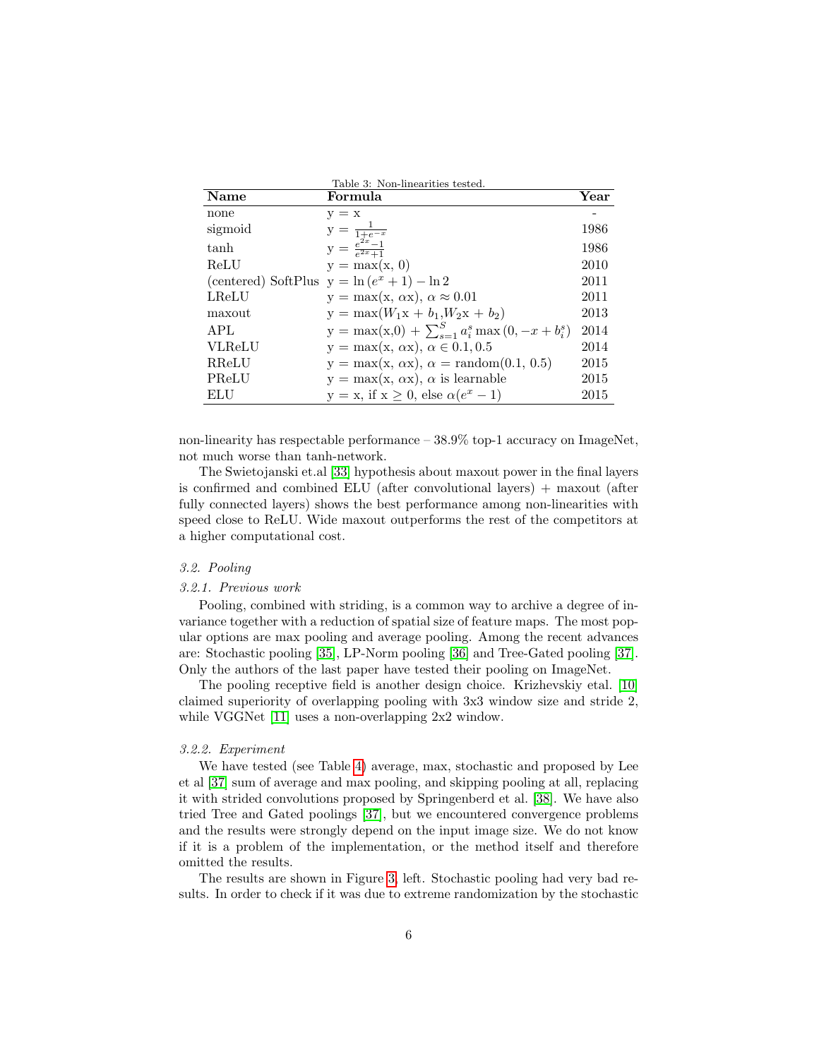Table 3: Non-linearities tested.

| Name | Formula | Year |
|---|---|---|
| none | y = x | - |
| sigmoid | y = $\frac{1}{1+e^{-x}}$ | 1986 |
| tanh | y = $\frac{e^{2x}-1}{e^{2x}+1}$ | 1986 |
| ReLU | y = max(x, 0) | 2010 |
| (centered) SoftPlus | y = $\ln(e^x + 1) - \ln 2$ | 2011 |
| LReLU | y = max(x, αx), $\alpha \approx 0.01$ | 2011 |
| maxout | y = $\max(W_1\text{x} + b_1, W_2\text{x} + b_2)$ | 2013 |
| APL | y = max(x,0) + $\sum_{s=1}^{S} a_i^s \max(0, -x + b_i^s)$ | 2014 |
| VLReLU | y = max(x, αx), $\alpha \in 0.1, 0.5$ | 2014 |
| RReLU | y = max(x, αx), $\alpha$ = random(0.1, 0.5) | 2015 |
| PReLU | y = max(x, αx), $\alpha$ is learnable | 2015 |
| ELU | y = x, if x $\geq 0$, else $\alpha(e^x - 1)$ | 2015 |

non-linearity has respectable performance – 38.9% top-1 accuracy on ImageNet, not much worse than tanh-network.

The Swietojanski et.al [33] hypothesis about maxout power in the final layers is confirmed and combined ELU (after convolutional layers) + maxout (after fully connected layers) shows the best performance among non-linearities with speed close to ReLU. Wide maxout outperforms the rest of the competitors at a higher computational cost.

### 3.2. Pooling

#### 3.2.1. Previous work

Pooling, combined with striding, is a common way to archive a degree of invariance together with a reduction of spatial size of feature maps. The most popular options are max pooling and average pooling. Among the recent advances are: Stochastic pooling [35], LP-Norm pooling [36] and Tree-Gated pooling [37]. Only the authors of the last paper have tested their pooling on ImageNet.

The pooling receptive field is another design choice. Krizhevskiy etal. [10] claimed superiority of overlapping pooling with 3x3 window size and stride 2, while VGGNet [11] uses a non-overlapping 2x2 window.

#### 3.2.2. Experiment

We have tested (see Table 4) average, max, stochastic and proposed by Lee et al [37] sum of average and max pooling, and skipping pooling at all, replacing it with strided convolutions proposed by Springenberd et al. [38]. We have also tried Tree and Gated poolings [37], but we encountered convergence problems and the results were strongly depend on the input image size. We do not know if it is a problem of the implementation, or the method itself and therefore omitted the results.

The results are shown in Figure 3, left. Stochastic pooling had very bad results. In order to check if it was due to extreme randomization by the stochastic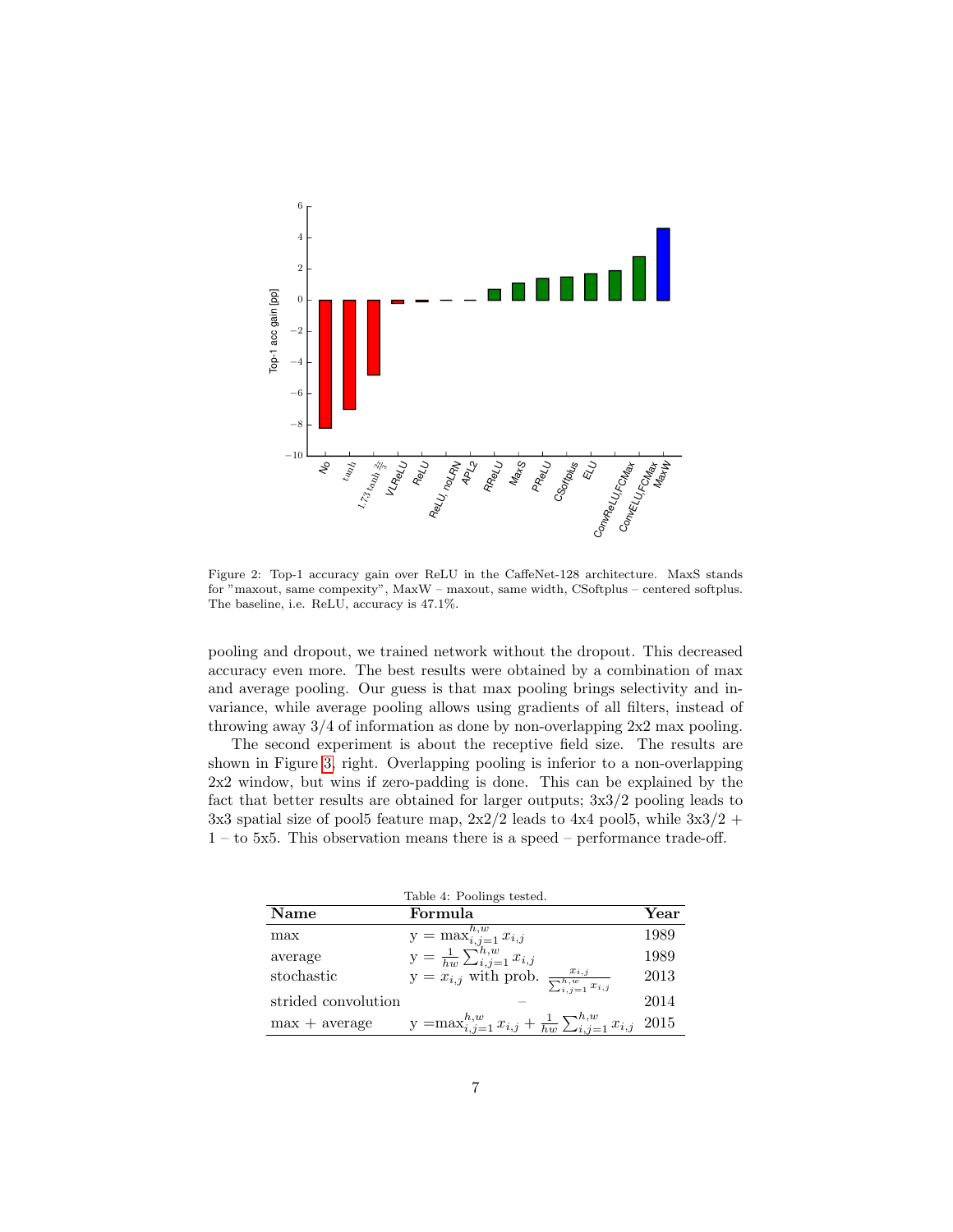Figure 2: Top-1 accuracy gain over ReLU in the CaffeNet-128 architecture. MaxS stands for "maxout, same compexity", MaxW – maxout, same width, CSoftplus – centered softplus. The baseline, i.e. ReLU, accuracy is 47.1%.

pooling and dropout, we trained network without the dropout. This decreased accuracy even more. The best results were obtained by a combination of max and average pooling. Our guess is that max pooling brings selectivity and invariance, while average pooling allows using gradients of all filters, instead of throwing away 3/4 of information as done by non-overlapping 2x2 max pooling.

The second experiment is about the receptive field size. The results are shown in Figure 3, right. Overlapping pooling is inferior to a non-overlapping 2x2 window, but wins if zero-padding is done. This can be explained by the fact that better results are obtained for larger outputs; 3x3/2 pooling leads to 3x3 spatial size of pool5 feature map, 2x2/2 leads to 4x4 pool5, while 3x3/2 + 1 – to 5x5. This observation means there is a speed – performance trade-off.

Table 4: Poolings tested.

| **Name** | **Formula** | **Year** |
|---|---|---|
| max | $y = \max_{i,j=1}^{h,w} x_{i,j}$ | 1989 |
| average | $y = \frac{1}{hw} \sum_{i,j=1}^{h,w} x_{i,j}$ | 1989 |
| stochastic | $y = x_{i,j}$ with prob. $\frac{x_{i,j}}{\sum_{i,j=1}^{h,w} x_{i,j}}$ | 2013 |
| strided convolution | – | 2014 |
| max + average | $y = \max_{i,j=1}^{h,w} x_{i,j} + \frac{1}{hw} \sum_{i,j=1}^{h,w} x_{i,j}$ | 2015 |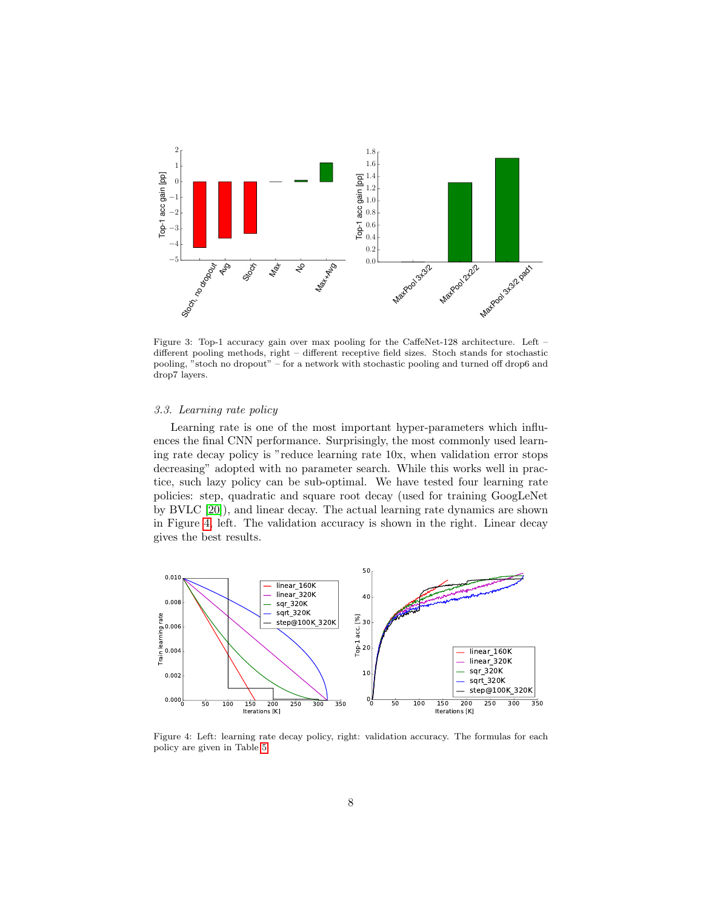Figure 3: Top-1 accuracy gain over max pooling for the CaffeNet-128 architecture. Left – different pooling methods, right – different receptive field sizes. Stoch stands for stochastic pooling, "stoch no dropout" – for a network with stochastic pooling and turned off drop6 and drop7 layers.

### 3.3. Learning rate policy

Learning rate is one of the most important hyper-parameters which influences the final CNN performance. Surprisingly, the most commonly used learning rate decay policy is "reduce learning rate 10x, when validation error stops decreasing" adopted with no parameter search. While this works well in practice, such lazy policy can be sub-optimal. We have tested four learning rate policies: step, quadratic and square root decay (used for training GoogLeNet by BVLC [20]), and linear decay. The actual learning rate dynamics are shown in Figure 4, left. The validation accuracy is shown in the right. Linear decay gives the best results.

Figure 4: Left: learning rate decay policy, right: validation accuracy. The formulas for each policy are given in Table 5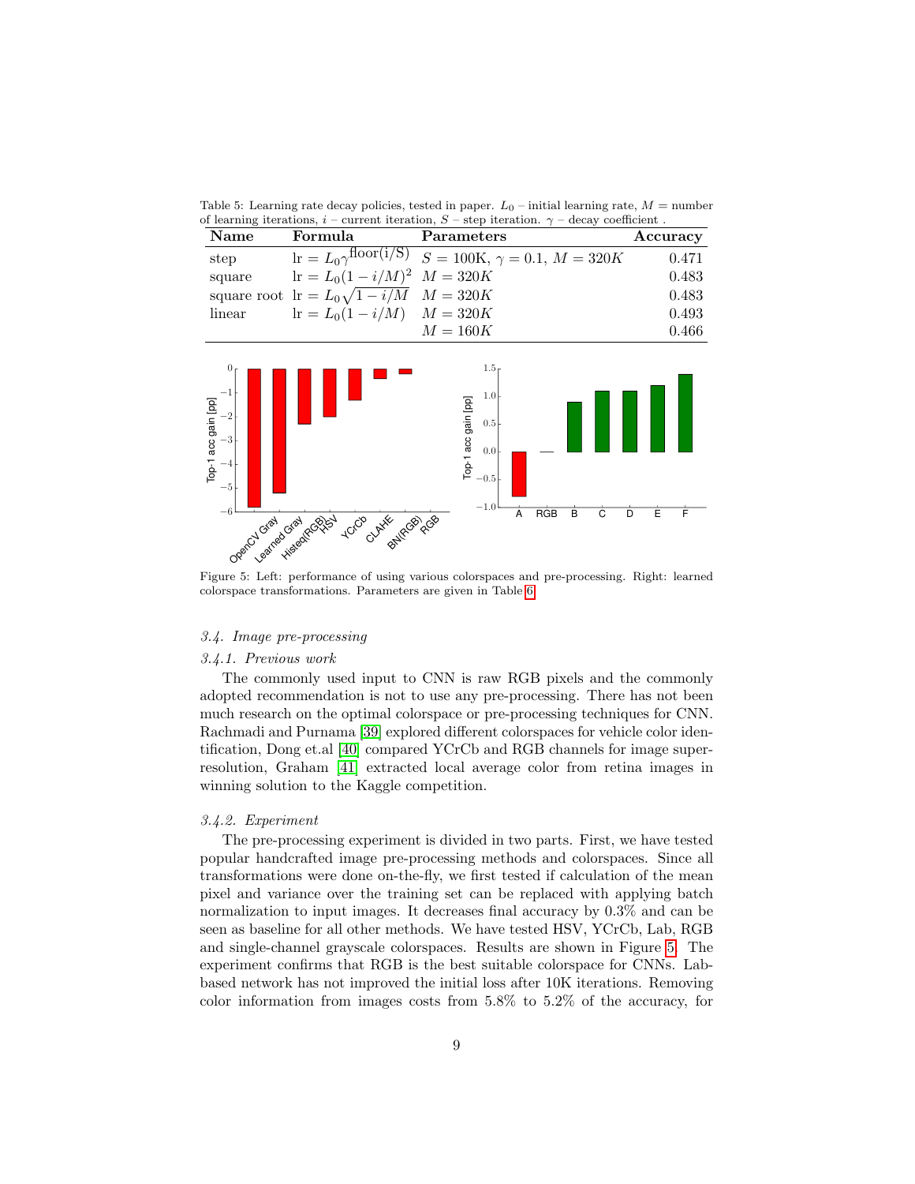Table 5: Learning rate decay policies, tested in paper. $L_0$ – initial learning rate, $M$ = number of learning iterations, $i$ – current iteration, $S$ – step iteration. $\gamma$ – decay coefficient .

| Name | Formula | Parameters | Accuracy |
|---|---|---|---|
| step | $\text{lr} = L_0 \gamma^{\text{floor(i/S)}}$ | $S = 100\text{K}$, $\gamma = 0.1$, $M = 320K$ | 0.471 |
| square | $\text{lr} = L_0 (1 - i/M)^2$ | $M = 320K$ | 0.483 |
| square root | $\text{lr} = L_0 \sqrt{1 - i/M}$ | $M = 320K$ | 0.483 |
| linear | $\text{lr} = L_0 (1 - i/M)$ | $M = 320K$ | 0.493 |
| | | $M = 160K$ | 0.466 |

Figure 5: Left: performance of using various colorspaces and pre-processing. Right: learned colorspace transformations. Parameters are given in Table 6.

### 3.4. Image pre-processing

#### 3.4.1. Previous work

The commonly used input to CNN is raw RGB pixels and the commonly adopted recommendation is not to use any pre-processing. There has not been much research on the optimal colorspace or pre-processing techniques for CNN. Rachmadi and Purnama [39] explored different colorspaces for vehicle color identification, Dong et.al [40] compared YCrCb and RGB channels for image super-resolution, Graham [41] extracted local average color from retina images in winning solution to the Kaggle competition.

#### 3.4.2. Experiment

The pre-processing experiment is divided in two parts. First, we have tested popular handcrafted image pre-processing methods and colorspaces. Since all transformations were done on-the-fly, we first tested if calculation of the mean pixel and variance over the training set can be replaced with applying batch normalization to input images. It decreases final accuracy by 0.3% and can be seen as baseline for all other methods. We have tested HSV, YCrCb, Lab, RGB and single-channel grayscale colorspaces. Results are shown in Figure 5. The experiment confirms that RGB is the best suitable colorspace for CNNs. Lab-based network has not improved the initial loss after 10K iterations. Removing color information from images costs from 5.8% to 5.2% of the accuracy, for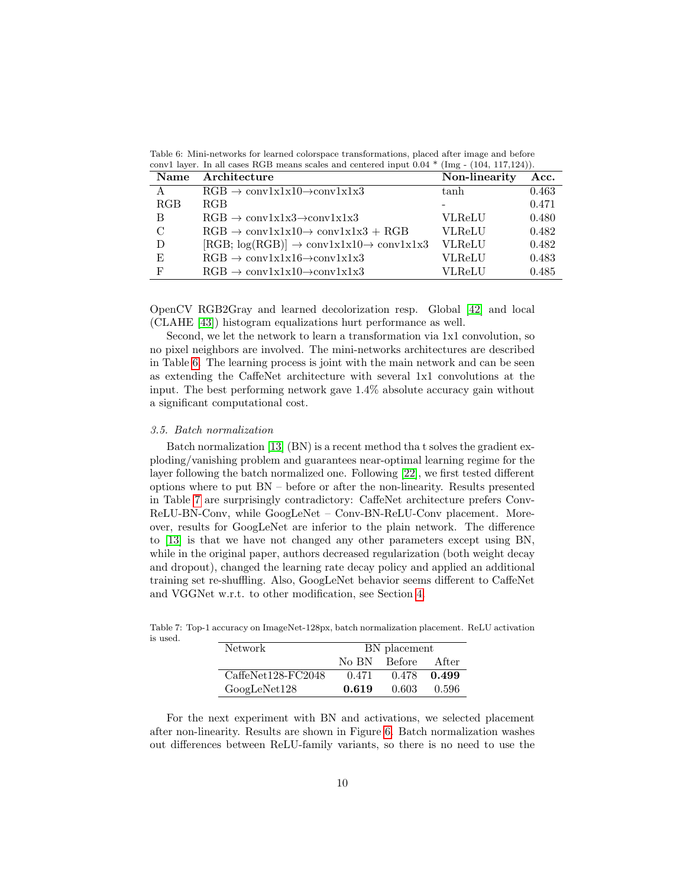Table 6: Mini-networks for learned colorspace transformations, placed after image and before conv1 layer. In all cases RGB means scales and centered input 0.04 * (Img - (104, 117,124)).

| Name | Architecture | Non-linearity | Acc. |
|---|---|---|---|
| A | RGB → conv1x1x10→conv1x1x3 | tanh | 0.463 |
| RGB | RGB | - | 0.471 |
| B | RGB → conv1x1x3→conv1x1x3 | VLReLU | 0.480 |
| C | RGB → conv1x1x10→ conv1x1x3 + RGB | VLReLU | 0.482 |
| D | [RGB; log(RGB)] → conv1x1x10→ conv1x1x3 | VLReLU | 0.482 |
| E | RGB → conv1x1x16→conv1x1x3 | VLReLU | 0.483 |
| F | RGB → conv1x1x10→conv1x1x3 | VLReLU | 0.485 |

OpenCV RGB2Gray and learned decolorization resp. Global [42] and local (CLAHE [43]) histogram equalizations hurt performance as well.

Second, we let the network to learn a transformation via 1x1 convolution, so no pixel neighbors are involved. The mini-networks architectures are described in Table 6. The learning process is joint with the main network and can be seen as extending the CaffeNet architecture with several 1x1 convolutions at the input. The best performing network gave 1.4% absolute accuracy gain without a significant computational cost.

### *3.5. Batch normalization*

Batch normalization [13] (BN) is a recent method tha t solves the gradient exploding/vanishing problem and guarantees near-optimal learning regime for the layer following the batch normalized one. Following [22], we first tested different options where to put BN – before or after the non-linearity. Results presented in Table 7 are surprisingly contradictory: CaffeNet architecture prefers Conv-ReLU-BN-Conv, while GoogLeNet – Conv-BN-ReLU-Conv placement. Moreover, results for GoogLeNet are inferior to the plain network. The difference to [13] is that we have not changed any other parameters except using BN, while in the original paper, authors decreased regularization (both weight decay and dropout), changed the learning rate decay policy and applied an additional training set re-shuffling. Also, GoogLeNet behavior seems different to CaffeNet and VGGNet w.r.t. to other modification, see Section 4.

Table 7: Top-1 accuracy on ImageNet-128px, batch normalization placement. ReLU activation is used.

| Network | BN placement | | |
|---|---|---|---|
| | No BN | Before | After |
| CaffeNet128-FC2048 | 0.471 | 0.478 | **0.499** |
| GoogLeNet128 | **0.619** | 0.603 | 0.596 |

For the next experiment with BN and activations, we selected placement after non-linearity. Results are shown in Figure 6. Batch normalization washes out differences between ReLU-family variants, so there is no need to use the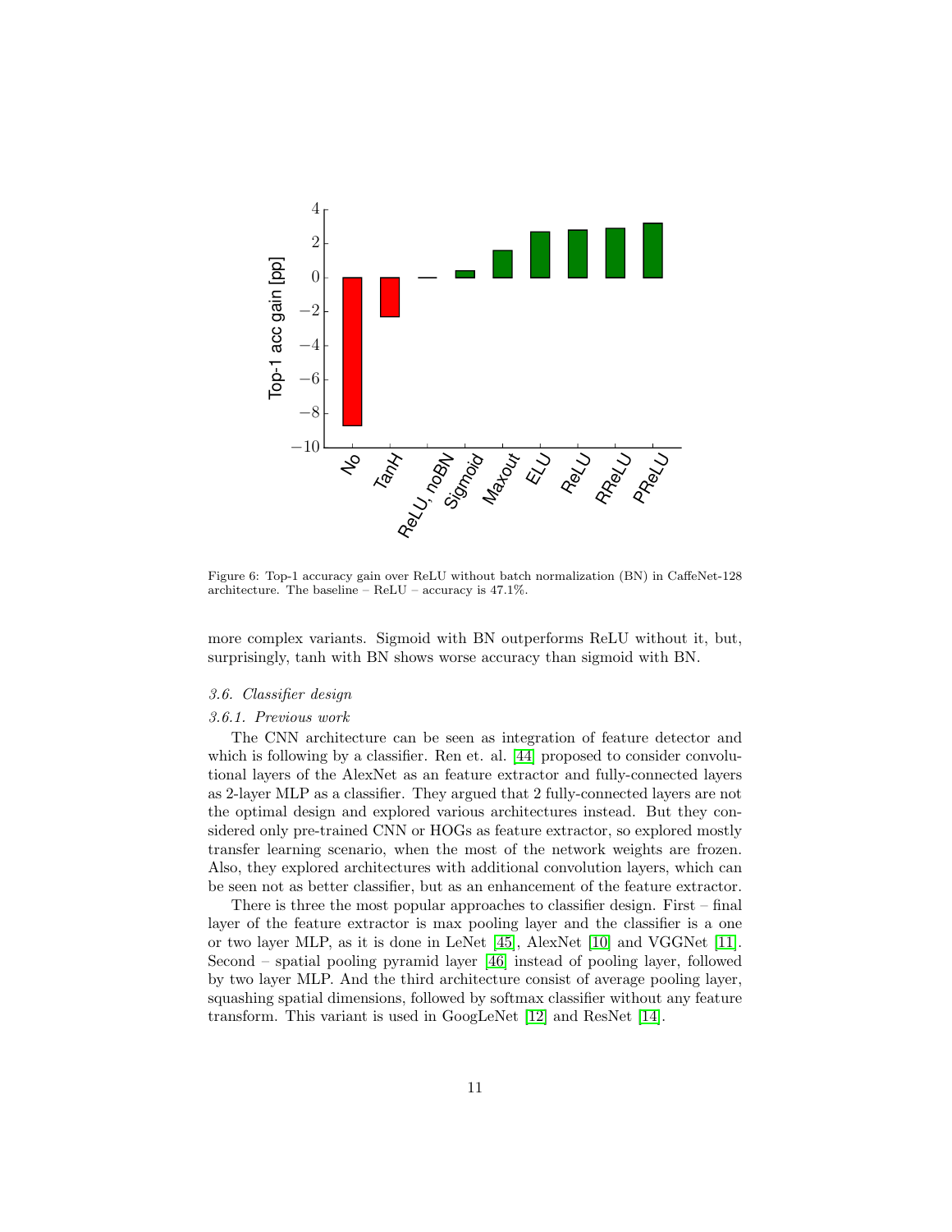Figure 6: Top-1 accuracy gain over ReLU without batch normalization (BN) in CaffeNet-128 architecture. The baseline – ReLU – accuracy is 47.1%.

more complex variants. Sigmoid with BN outperforms ReLU without it, but, surprisingly, tanh with BN shows worse accuracy than sigmoid with BN.

### *3.6. Classifier design*

#### *3.6.1. Previous work*

The CNN architecture can be seen as integration of feature detector and which is following by a classifier. Ren et. al. [44] proposed to consider convolutional layers of the AlexNet as an feature extractor and fully-connected layers as 2-layer MLP as a classifier. They argued that 2 fully-connected layers are not the optimal design and explored various architectures instead. But they considered only pre-trained CNN or HOGs as feature extractor, so explored mostly transfer learning scenario, when the most of the network weights are frozen. Also, they explored architectures with additional convolution layers, which can be seen not as better classifier, but as an enhancement of the feature extractor.

There is three the most popular approaches to classifier design. First – final layer of the feature extractor is max pooling layer and the classifier is a one or two layer MLP, as it is done in LeNet [45], AlexNet [10] and VGGNet [11]. Second – spatial pooling pyramid layer [46] instead of pooling layer, followed by two layer MLP. And the third architecture consist of average pooling layer, squashing spatial dimensions, followed by softmax classifier without any feature transform. This variant is used in GoogLeNet [12] and ResNet [14].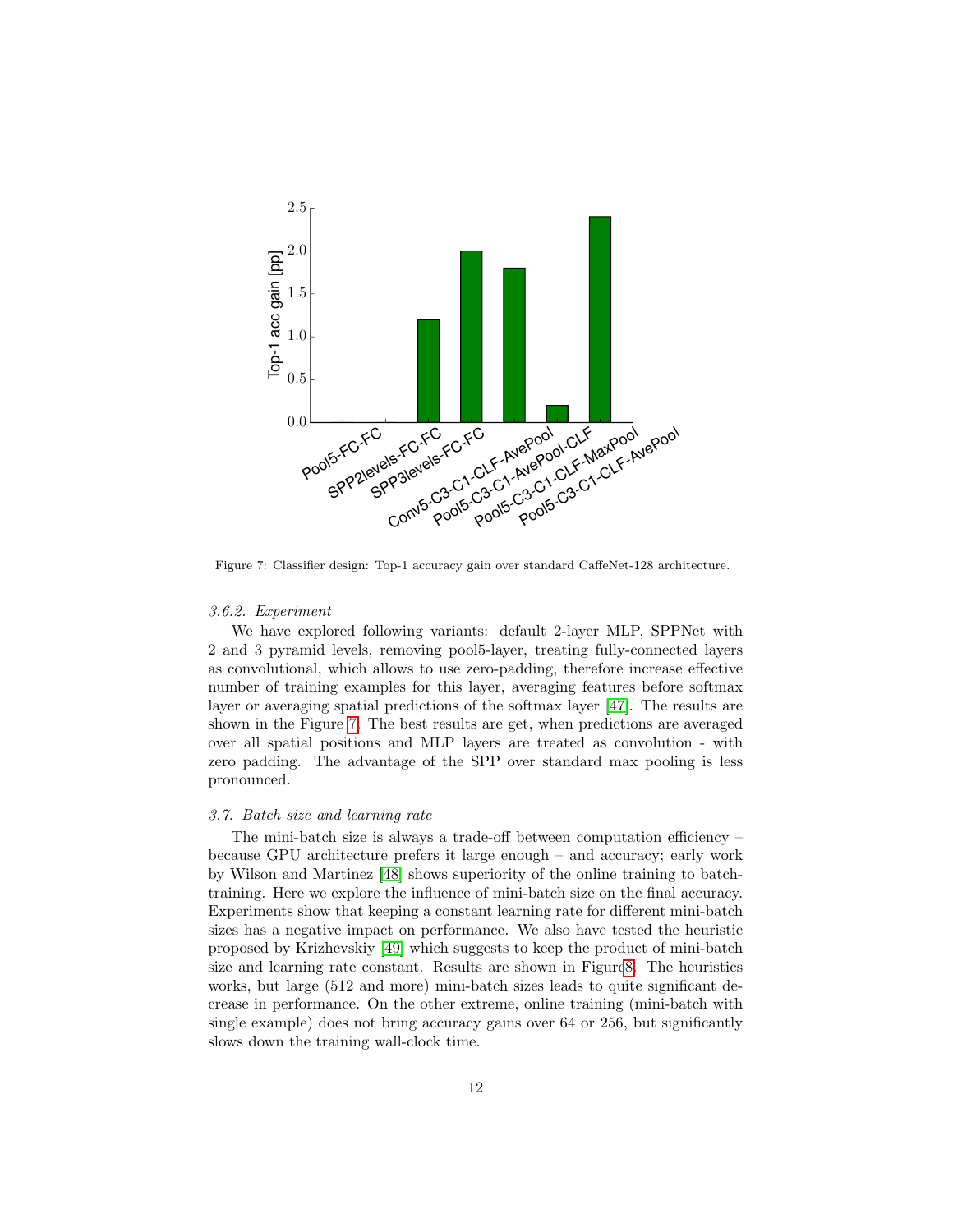Figure 7: Classifier design: Top-1 accuracy gain over standard CaffeNet-128 architecture.

#### 3.6.2. Experiment

We have explored following variants: default 2-layer MLP, SPPNet with 2 and 3 pyramid levels, removing pool5-layer, treating fully-connected layers as convolutional, which allows to use zero-padding, therefore increase effective number of training examples for this layer, averaging features before softmax layer or averaging spatial predictions of the softmax layer [47]. The results are shown in the Figure 7. The best results are get, when predictions are averaged over all spatial positions and MLP layers are treated as convolution - with zero padding. The advantage of the SPP over standard max pooling is less pronounced.

### 3.7. Batch size and learning rate

The mini-batch size is always a trade-off between computation efficiency – because GPU architecture prefers it large enough – and accuracy; early work by Wilson and Martinez [48] shows superiority of the online training to batch-training. Here we explore the influence of mini-batch size on the final accuracy. Experiments show that keeping a constant learning rate for different mini-batch sizes has a negative impact on performance. We also have tested the heuristic proposed by Krizhevskiy [49] which suggests to keep the product of mini-batch size and learning rate constant. Results are shown in Figure8. The heuristics works, but large (512 and more) mini-batch sizes leads to quite significant decrease in performance. On the other extreme, online training (mini-batch with single example) does not bring accuracy gains over 64 or 256, but significantly slows down the training wall-clock time.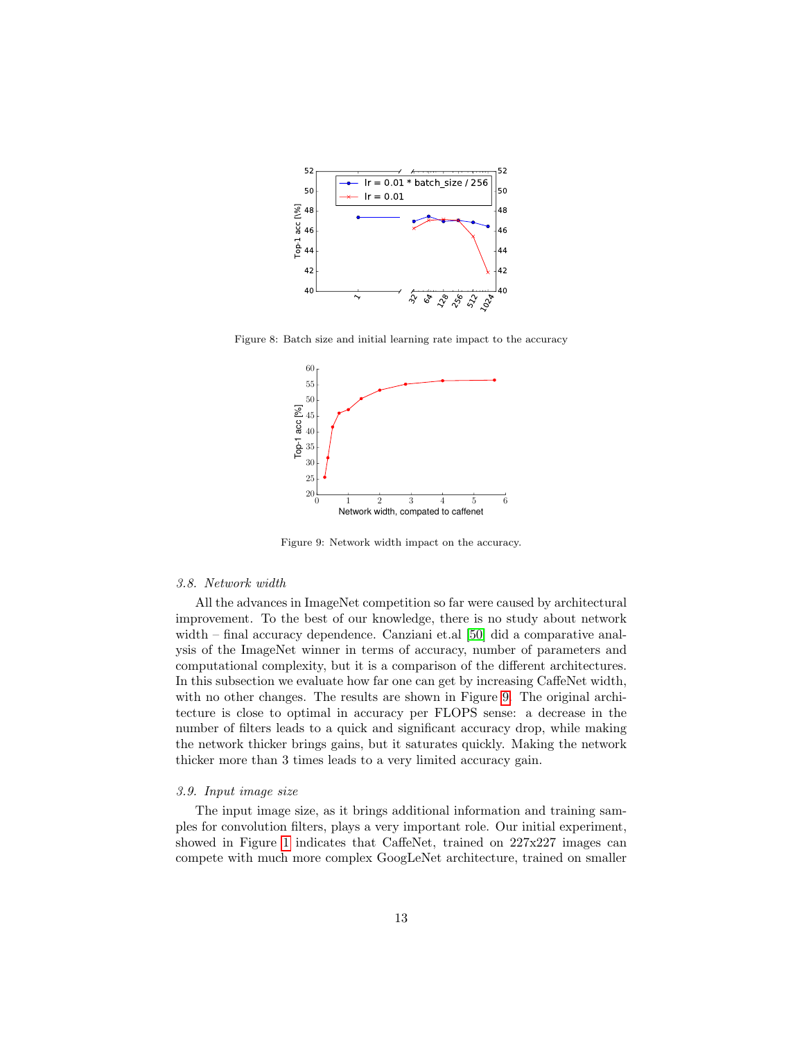Figure 8: Batch size and initial learning rate impact to the accuracy

Figure 9: Network width impact on the accuracy.

### 3.8. Network width

All the advances in ImageNet competition so far were caused by architectural improvement. To the best of our knowledge, there is no study about network width – final accuracy dependence. Canziani et.al [50] did a comparative analysis of the ImageNet winner in terms of accuracy, number of parameters and computational complexity, but it is a comparison of the different architectures. In this subsection we evaluate how far one can get by increasing CaffeNet width, with no other changes. The results are shown in Figure 9. The original architecture is close to optimal in accuracy per FLOPS sense: a decrease in the number of filters leads to a quick and significant accuracy drop, while making the network thicker brings gains, but it saturates quickly. Making the network thicker more than 3 times leads to a very limited accuracy gain.

### 3.9. Input image size

The input image size, as it brings additional information and training samples for convolution filters, plays a very important role. Our initial experiment, showed in Figure 1 indicates that CaffeNet, trained on 227x227 images can compete with much more complex GoogLeNet architecture, trained on smaller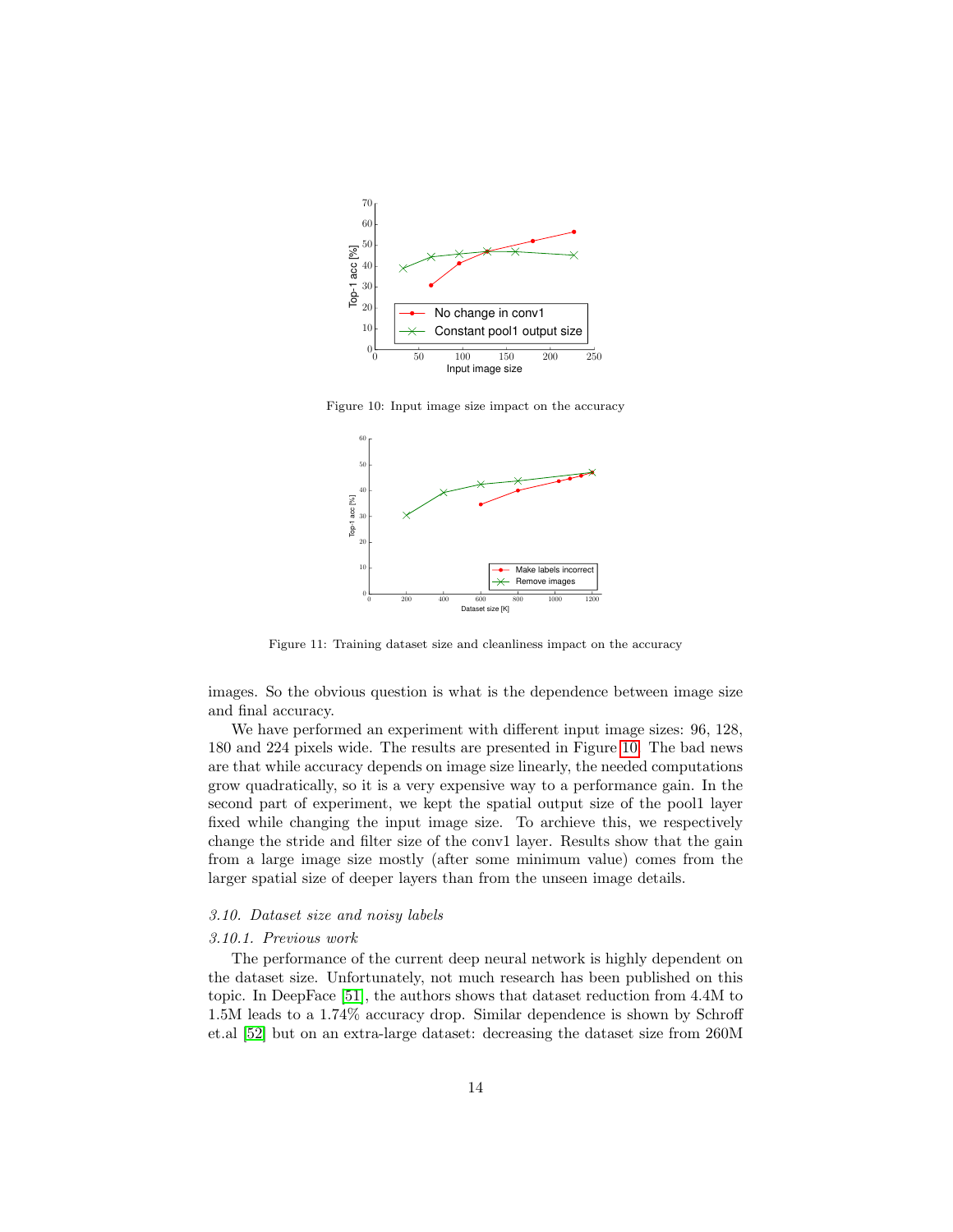Figure 10: Input image size impact on the accuracy

Figure 11: Training dataset size and cleanliness impact on the accuracy

images. So the obvious question is what is the dependence between image size and final accuracy.

We have performed an experiment with different input image sizes: 96, 128, 180 and 224 pixels wide. The results are presented in Figure 10. The bad news are that while accuracy depends on image size linearly, the needed computations grow quadratically, so it is a very expensive way to a performance gain. In the second part of experiment, we kept the spatial output size of the pool1 layer fixed while changing the input image size. To archieve this, we respectively change the stride and filter size of the conv1 layer. Results show that the gain from a large image size mostly (after some minimum value) comes from the larger spatial size of deeper layers than from the unseen image details.

### *3.10. Dataset size and noisy labels*

#### *3.10.1. Previous work*

The performance of the current deep neural network is highly dependent on the dataset size. Unfortunately, not much research has been published on this topic. In DeepFace [51], the authors shows that dataset reduction from 4.4M to 1.5M leads to a 1.74% accuracy drop. Similar dependence is shown by Schroff et.al [52] but on an extra-large dataset: decreasing the dataset size from 260M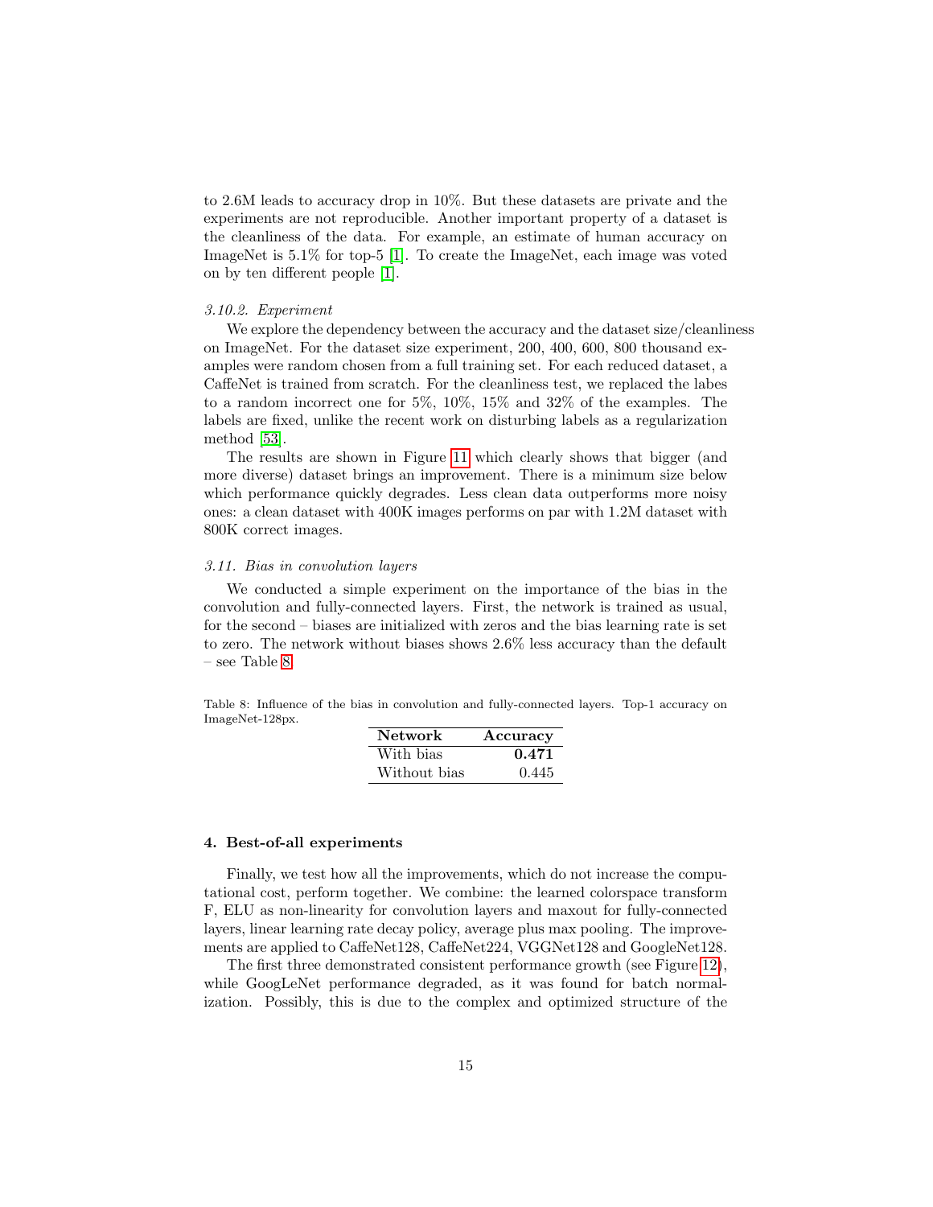to 2.6M leads to accuracy drop in 10%. But these datasets are private and the experiments are not reproducible. Another important property of a dataset is the cleanliness of the data. For example, an estimate of human accuracy on ImageNet is 5.1% for top-5 [1]. To create the ImageNet, each image was voted on by ten different people [1].

*3.10.2. Experiment*

We explore the dependency between the accuracy and the dataset size/cleanliness on ImageNet. For the dataset size experiment, 200, 400, 600, 800 thousand examples were random chosen from a full training set. For each reduced dataset, a CaffeNet is trained from scratch. For the cleanliness test, we replaced the labes to a random incorrect one for 5%, 10%, 15% and 32% of the examples. The labels are fixed, unlike the recent work on disturbing labels as a regularization method [53].

The results are shown in Figure 11 which clearly shows that bigger (and more diverse) dataset brings an improvement. There is a minimum size below which performance quickly degrades. Less clean data outperforms more noisy ones: a clean dataset with 400K images performs on par with 1.2M dataset with 800K correct images.

### *3.11. Bias in convolution layers*

We conducted a simple experiment on the importance of the bias in the convolution and fully-connected layers. First, the network is trained as usual, for the second – biases are initialized with zeros and the bias learning rate is set to zero. The network without biases shows 2.6% less accuracy than the default – see Table 8.

Table 8: Influence of the bias in convolution and fully-connected layers. Top-1 accuracy on ImageNet-128px.

| Network | Accuracy |
|---|---|
| With bias | **0.471** |
| Without bias | 0.445 |

## 4. Best-of-all experiments

Finally, we test how all the improvements, which do not increase the computational cost, perform together. We combine: the learned colorspace transform F, ELU as non-linearity for convolution layers and maxout for fully-connected layers, linear learning rate decay policy, average plus max pooling. The improvements are applied to CaffeNet128, CaffeNet224, VGGNet128 and GoogleNet128.

The first three demonstrated consistent performance growth (see Figure 12), while GoogLeNet performance degraded, as it was found for batch normalization. Possibly, this is due to the complex and optimized structure of the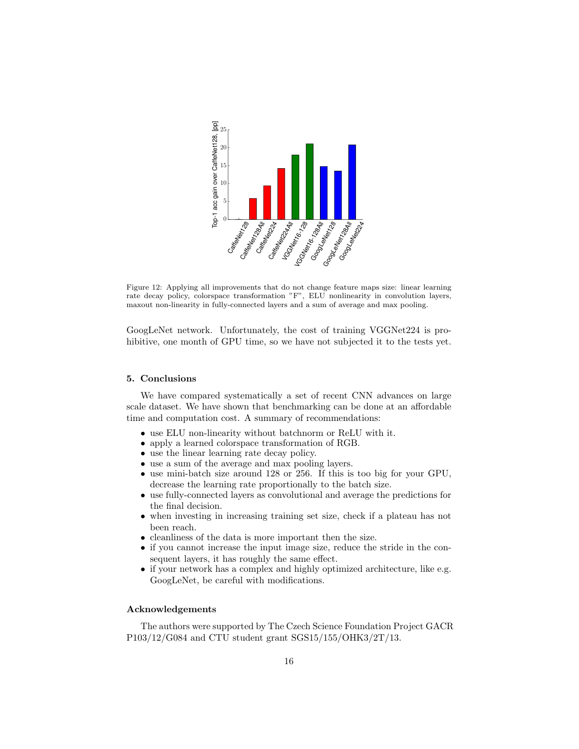Figure 12: Applying all improvements that do not change feature maps size: linear learning rate decay policy, colorspace transformation "F", ELU nonlinearity in convolution layers, maxout non-linearity in fully-connected layers and a sum of average and max pooling.

GoogLeNet network. Unfortunately, the cost of training VGGNet224 is prohibitive, one month of GPU time, so we have not subjected it to the tests yet.

## 5. Conclusions

We have compared systematically a set of recent CNN advances on large scale dataset. We have shown that benchmarking can be done at an affordable time and computation cost. A summary of recommendations:

- use ELU non-linearity without batchnorm or ReLU with it.
- apply a learned colorspace transformation of RGB.
- use the linear learning rate decay policy.
- use a sum of the average and max pooling layers.
- use mini-batch size around 128 or 256. If this is too big for your GPU, decrease the learning rate proportionally to the batch size.
- use fully-connected layers as convolutional and average the predictions for the final decision.
- when investing in increasing training set size, check if a plateau has not been reach.
- cleanliness of the data is more important then the size.
- if you cannot increase the input image size, reduce the stride in the consequent layers, it has roughly the same effect.
- if your network has a complex and highly optimized architecture, like e.g. GoogLeNet, be careful with modifications.

## Acknowledgements

The authors were supported by The Czech Science Foundation Project GACR P103/12/G084 and CTU student grant SGS15/155/OHK3/2T/13.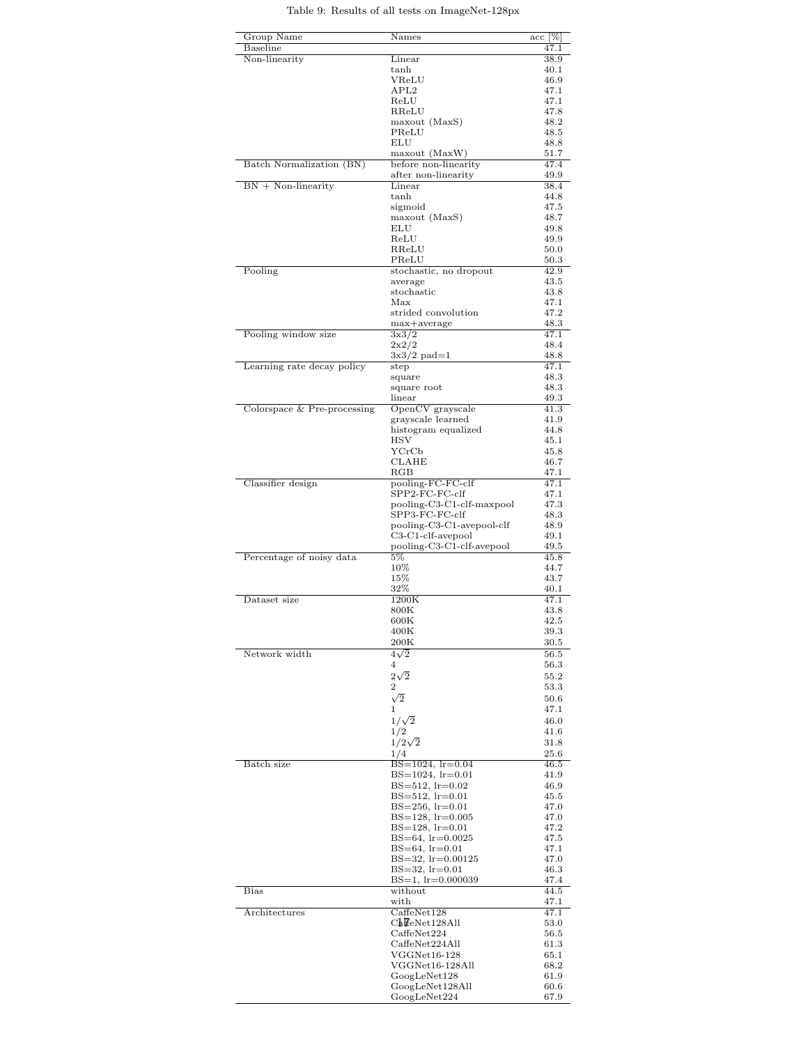Table 9: Results of all tests on ImageNet-128px

| Group Name | Names | acc [%] |
|---|---|---|
| Baseline | | 47.1 |
| Non-linearity | Linear | 38.9 |
| | tanh | 40.1 |
| | VReLU | 46.9 |
| | APL2 | 47.1 |
| | ReLU | 47.1 |
| | RReLU | 47.8 |
| | maxout (MaxS) | 48.2 |
| | PReLU | 48.5 |
| | ELU | 48.8 |
| | maxout (MaxW) | 51.7 |
| Batch Normalization (BN) | before non-linearity | 47.4 |
| | after non-linearity | 49.9 |
| BN + Non-linearity | Linear | 38.4 |
| | tanh | 44.8 |
| | sigmoid | 47.5 |
| | maxout (MaxS) | 48.7 |
| | ELU | 49.8 |
| | ReLU | 49.9 |
| | RReLU | 50.0 |
| | PReLU | 50.3 |
| Pooling | stochastic, no dropout | 42.9 |
| | average | 43.5 |
| | stochastic | 43.8 |
| | Max | 47.1 |
| | strided convolution | 47.2 |
| | max+average | 48.3 |
| Pooling window size | 3x3/2 | 47.1 |
| | 2x2/2 | 48.4 |
| | 3x3/2 pad=1 | 48.8 |
| Learning rate decay policy | step | 47.1 |
| | square | 48.3 |
| | square root | 48.3 |
| | linear | 49.3 |
| Colorspace & Pre-processing | OpenCV grayscale | 41.3 |
| | grayscale learned | 41.9 |
| | histogram equalized | 44.8 |
| | HSV | 45.1 |
| | YCrCb | 45.8 |
| | CLAHE | 46.7 |
| | RGB | 47.1 |
| Classifier design | pooling-FC-FC-clf | 47.1 |
| | SPP2-FC-FC-clf | 47.1 |
| | pooling-C3-C1-clf-maxpool | 47.3 |
| | SPP3-FC-FC-clf | 48.3 |
| | pooling-C3-C1-avepool-clf | 48.9 |
| | C3-C1-clf-avepool | 49.1 |
| | pooling-C3-C1-clf-avepool | 49.5 |
| Percentage of noisy data | 5% | 45.8 |
| | 10% | 44.7 |
| | 15% | 43.7 |
| | 32% | 40.1 |
| Dataset size | 1200K | 47.1 |
| | 800K | 43.8 |
| | 600K | 42.5 |
| | 400K | 39.3 |
| | 200K | 30.5 |
| Network width | $4\sqrt{2}$ | 56.5 |
| | 4 | 56.3 |
| | $2\sqrt{2}$ | 55.2 |
| | 2 | 53.3 |
| | $\sqrt{2}$ | 50.6 |
| | 1 | 47.1 |
| | $1/\sqrt{2}$ | 46.0 |
| | 1/2 | 41.6 |
| | $1/2\sqrt{2}$ | 31.8 |
| | 1/4 | 25.6 |
| Batch size | BS=1024, lr=0.04 | 46.5 |
| | BS=1024, lr=0.01 | 41.9 |
| | BS=512, lr=0.02 | 46.9 |
| | BS=512, lr=0.01 | 45.5 |
| | BS=256, lr=0.01 | 47.0 |
| | BS=128, lr=0.005 | 47.0 |
| | BS=128, lr=0.01 | 47.2 |
| | BS=64, lr=0.0025 | 47.5 |
| | BS=64, lr=0.01 | 47.1 |
| | BS=32, lr=0.00125 | 47.0 |
| | BS=32, lr=0.01 | 46.3 |
| | BS=1, lr=0.000039 | 47.4 |
| Bias | without | 44.5 |
| | with | 47.1 |
| Architectures | CaffeNet128 | 47.1 |
| | CaffeNet128All | 53.0 |
| | CaffeNet224 | 56.5 |
| | CaffeNet224All | 61.3 |
| | VGGNet16-128 | 65.1 |
| | VGGNet16-128All | 68.2 |
| | GoogLeNet128 | 61.9 |
| | GoogLeNet128All | 60.6 |
| | GoogLeNet224 | 67.9 |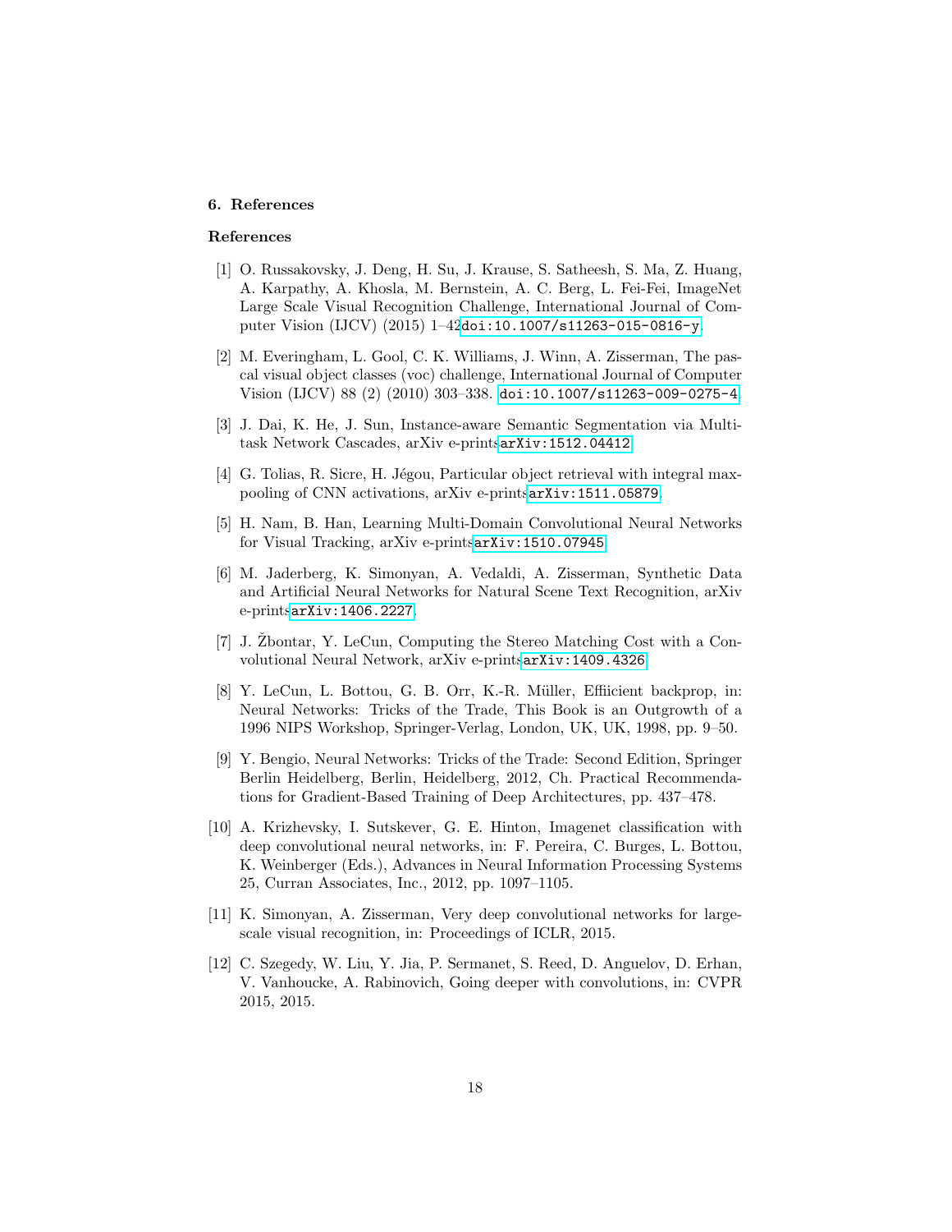## 6. References

### References

[1] O. Russakovsky, J. Deng, H. Su, J. Krause, S. Satheesh, S. Ma, Z. Huang, A. Karpathy, A. Khosla, M. Bernstein, A. C. Berg, L. Fei-Fei, ImageNet Large Scale Visual Recognition Challenge, International Journal of Computer Vision (IJCV) (2015) 1–42doi:10.1007/s11263-015-0816-y.

[2] M. Everingham, L. Gool, C. K. Williams, J. Winn, A. Zisserman, The pascal visual object classes (voc) challenge, International Journal of Computer Vision (IJCV) 88 (2) (2010) 303–338. doi:10.1007/s11263-009-0275-4.

[3] J. Dai, K. He, J. Sun, Instance-aware Semantic Segmentation via Multi-task Network Cascades, arXiv e-printsarXiv:1512.04412.

[4] G. Tolias, R. Sicre, H. Jégou, Particular object retrieval with integral max-pooling of CNN activations, arXiv e-printsarXiv:1511.05879.

[5] H. Nam, B. Han, Learning Multi-Domain Convolutional Neural Networks for Visual Tracking, arXiv e-printsarXiv:1510.07945.

[6] M. Jaderberg, K. Simonyan, A. Vedaldi, A. Zisserman, Synthetic Data and Artificial Neural Networks for Natural Scene Text Recognition, arXiv e-printsarXiv:1406.2227.

[7] J. Žbontar, Y. LeCun, Computing the Stereo Matching Cost with a Convolutional Neural Network, arXiv e-printsarXiv:1409.4326.

[8] Y. LeCun, L. Bottou, G. B. Orr, K.-R. Müller, Effiicient backprop, in: Neural Networks: Tricks of the Trade, This Book is an Outgrowth of a 1996 NIPS Workshop, Springer-Verlag, London, UK, UK, 1998, pp. 9–50.

[9] Y. Bengio, Neural Networks: Tricks of the Trade: Second Edition, Springer Berlin Heidelberg, Berlin, Heidelberg, 2012, Ch. Practical Recommendations for Gradient-Based Training of Deep Architectures, pp. 437–478.

[10] A. Krizhevsky, I. Sutskever, G. E. Hinton, Imagenet classification with deep convolutional neural networks, in: F. Pereira, C. Burges, L. Bottou, K. Weinberger (Eds.), Advances in Neural Information Processing Systems 25, Curran Associates, Inc., 2012, pp. 1097–1105.

[11] K. Simonyan, A. Zisserman, Very deep convolutional networks for large-scale visual recognition, in: Proceedings of ICLR, 2015.

[12] C. Szegedy, W. Liu, Y. Jia, P. Sermanet, S. Reed, D. Anguelov, D. Erhan, V. Vanhoucke, A. Rabinovich, Going deeper with convolutions, in: CVPR 2015, 2015.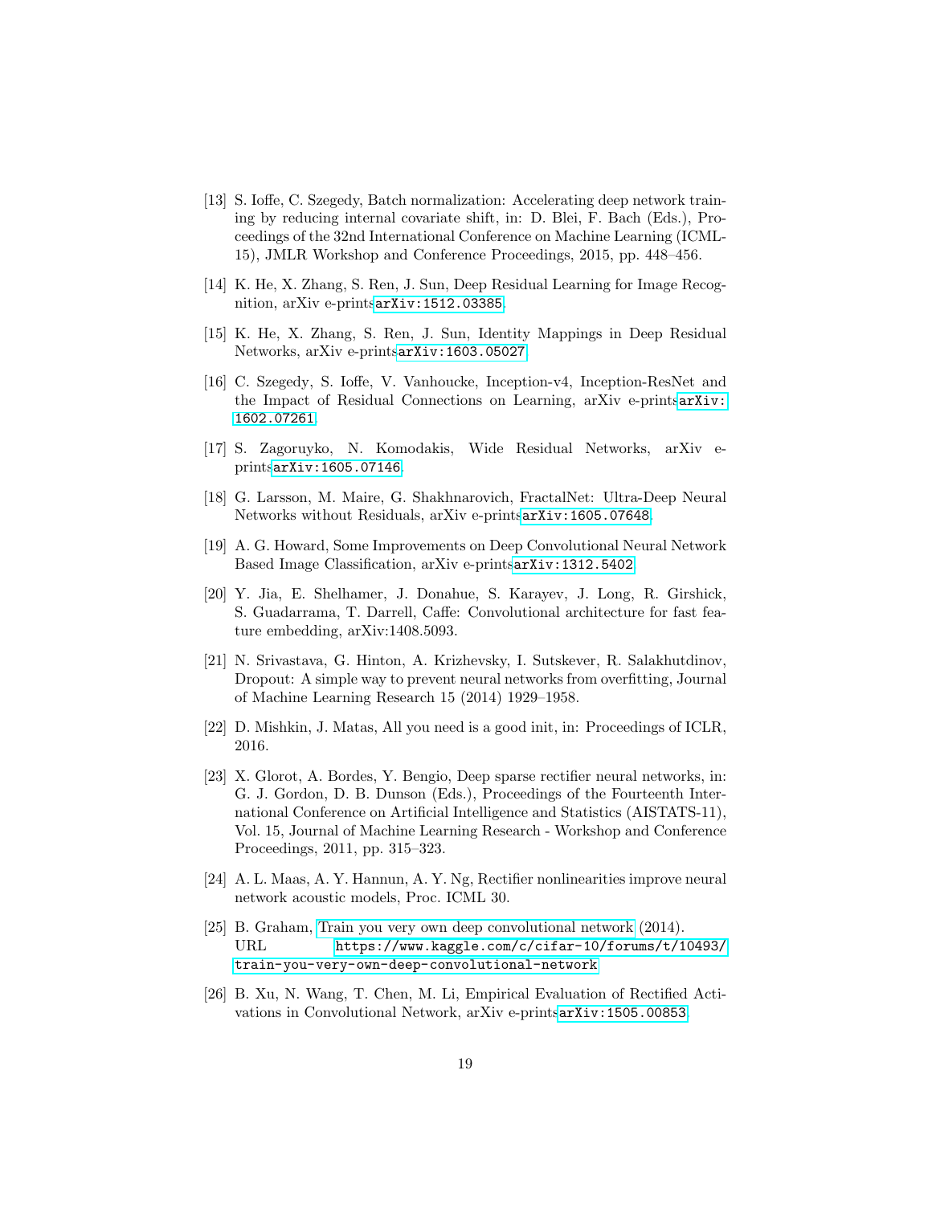[13] S. Ioffe, C. Szegedy, Batch normalization: Accelerating deep network training by reducing internal covariate shift, in: D. Blei, F. Bach (Eds.), Proceedings of the 32nd International Conference on Machine Learning (ICML-15), JMLR Workshop and Conference Proceedings, 2015, pp. 448–456.

[14] K. He, X. Zhang, S. Ren, J. Sun, Deep Residual Learning for Image Recognition, arXiv e-prints`arXiv:1512.03385`.

[15] K. He, X. Zhang, S. Ren, J. Sun, Identity Mappings in Deep Residual Networks, arXiv e-prints`arXiv:1603.05027`.

[16] C. Szegedy, S. Ioffe, V. Vanhoucke, Inception-v4, Inception-ResNet and the Impact of Residual Connections on Learning, arXiv e-prints`arXiv:1602.07261`.

[17] S. Zagoruyko, N. Komodakis, Wide Residual Networks, arXiv e-prints`arXiv:1605.07146`.

[18] G. Larsson, M. Maire, G. Shakhnarovich, FractalNet: Ultra-Deep Neural Networks without Residuals, arXiv e-prints`arXiv:1605.07648`.

[19] A. G. Howard, Some Improvements on Deep Convolutional Neural Network Based Image Classification, arXiv e-prints`arXiv:1312.5402`.

[20] Y. Jia, E. Shelhamer, J. Donahue, S. Karayev, J. Long, R. Girshick, S. Guadarrama, T. Darrell, Caffe: Convolutional architecture for fast feature embedding, arXiv:1408.5093.

[21] N. Srivastava, G. Hinton, A. Krizhevsky, I. Sutskever, R. Salakhutdinov, Dropout: A simple way to prevent neural networks from overfitting, Journal of Machine Learning Research 15 (2014) 1929–1958.

[22] D. Mishkin, J. Matas, All you need is a good init, in: Proceedings of ICLR, 2016.

[23] X. Glorot, A. Bordes, Y. Bengio, Deep sparse rectifier neural networks, in: G. J. Gordon, D. B. Dunson (Eds.), Proceedings of the Fourteenth International Conference on Artificial Intelligence and Statistics (AISTATS-11), Vol. 15, Journal of Machine Learning Research - Workshop and Conference Proceedings, 2011, pp. 315–323.

[24] A. L. Maas, A. Y. Hannun, A. Y. Ng, Rectifier nonlinearities improve neural network acoustic models, Proc. ICML 30.

[25] B. Graham, Train you very own deep convolutional network (2014).
URL `https://www.kaggle.com/c/cifar-10/forums/t/10493/train-you-very-own-deep-convolutional-network`

[26] B. Xu, N. Wang, T. Chen, M. Li, Empirical Evaluation of Rectified Activations in Convolutional Network, arXiv e-prints`arXiv:1505.00853`.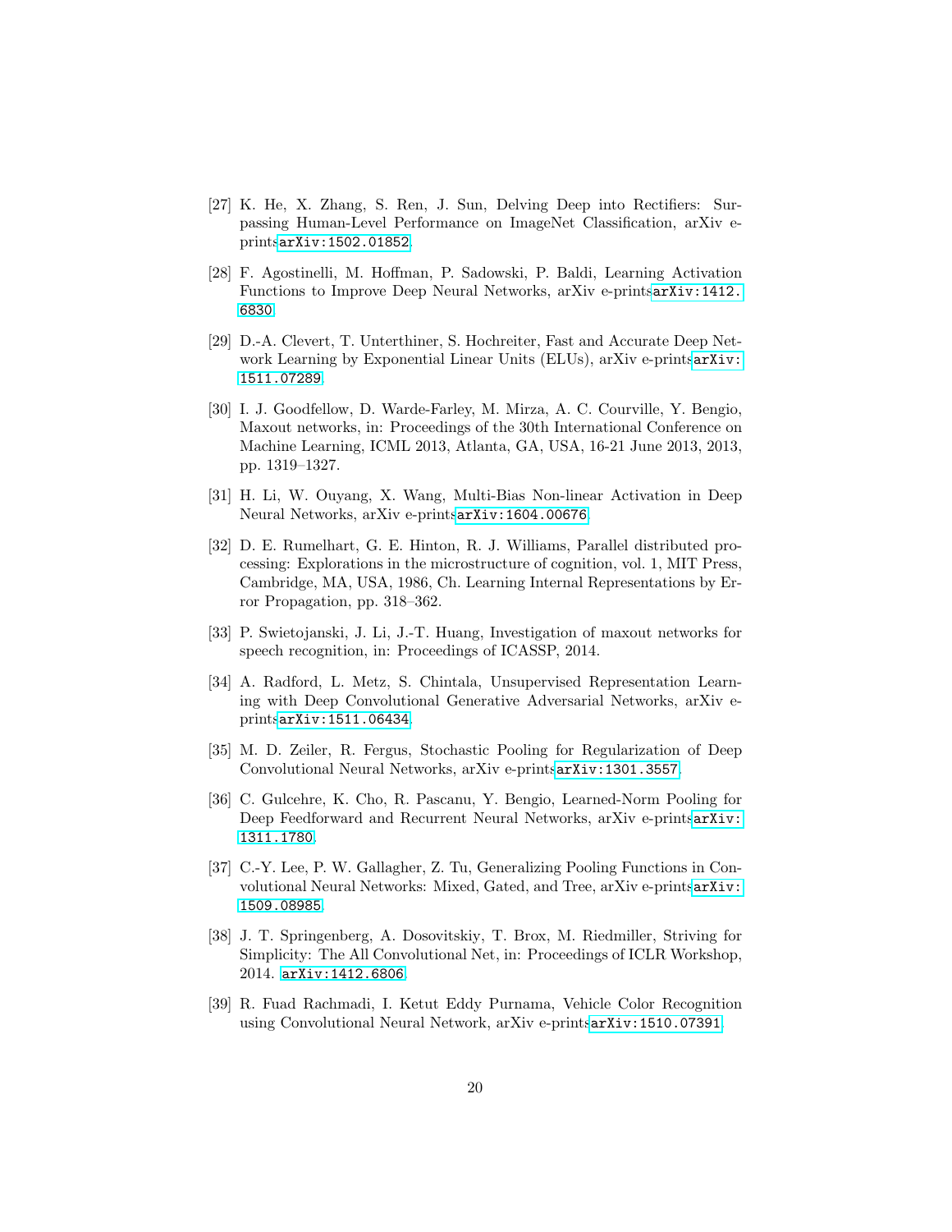[27] K. He, X. Zhang, S. Ren, J. Sun, Delving Deep into Rectifiers: Surpassing Human-Level Performance on ImageNet Classification, arXiv e-prints arXiv:1502.01852.

[28] F. Agostinelli, M. Hoffman, P. Sadowski, P. Baldi, Learning Activation Functions to Improve Deep Neural Networks, arXiv e-prints arXiv:1412.6830.

[29] D.-A. Clevert, T. Unterthiner, S. Hochreiter, Fast and Accurate Deep Network Learning by Exponential Linear Units (ELUs), arXiv e-prints arXiv:1511.07289.

[30] I. J. Goodfellow, D. Warde-Farley, M. Mirza, A. C. Courville, Y. Bengio, Maxout networks, in: Proceedings of the 30th International Conference on Machine Learning, ICML 2013, Atlanta, GA, USA, 16-21 June 2013, 2013, pp. 1319–1327.

[31] H. Li, W. Ouyang, X. Wang, Multi-Bias Non-linear Activation in Deep Neural Networks, arXiv e-prints arXiv:1604.00676.

[32] D. E. Rumelhart, G. E. Hinton, R. J. Williams, Parallel distributed processing: Explorations in the microstructure of cognition, vol. 1, MIT Press, Cambridge, MA, USA, 1986, Ch. Learning Internal Representations by Error Propagation, pp. 318–362.

[33] P. Swietojanski, J. Li, J.-T. Huang, Investigation of maxout networks for speech recognition, in: Proceedings of ICASSP, 2014.

[34] A. Radford, L. Metz, S. Chintala, Unsupervised Representation Learning with Deep Convolutional Generative Adversarial Networks, arXiv e-prints arXiv:1511.06434.

[35] M. D. Zeiler, R. Fergus, Stochastic Pooling for Regularization of Deep Convolutional Neural Networks, arXiv e-prints arXiv:1301.3557.

[36] C. Gulcehre, K. Cho, R. Pascanu, Y. Bengio, Learned-Norm Pooling for Deep Feedforward and Recurrent Neural Networks, arXiv e-prints arXiv:1311.1780.

[37] C.-Y. Lee, P. W. Gallagher, Z. Tu, Generalizing Pooling Functions in Convolutional Neural Networks: Mixed, Gated, and Tree, arXiv e-prints arXiv:1509.08985.

[38] J. T. Springenberg, A. Dosovitskiy, T. Brox, M. Riedmiller, Striving for Simplicity: The All Convolutional Net, in: Proceedings of ICLR Workshop, 2014. arXiv:1412.6806.

[39] R. Fuad Rachmadi, I. Ketut Eddy Purnama, Vehicle Color Recognition using Convolutional Neural Network, arXiv e-prints arXiv:1510.07391.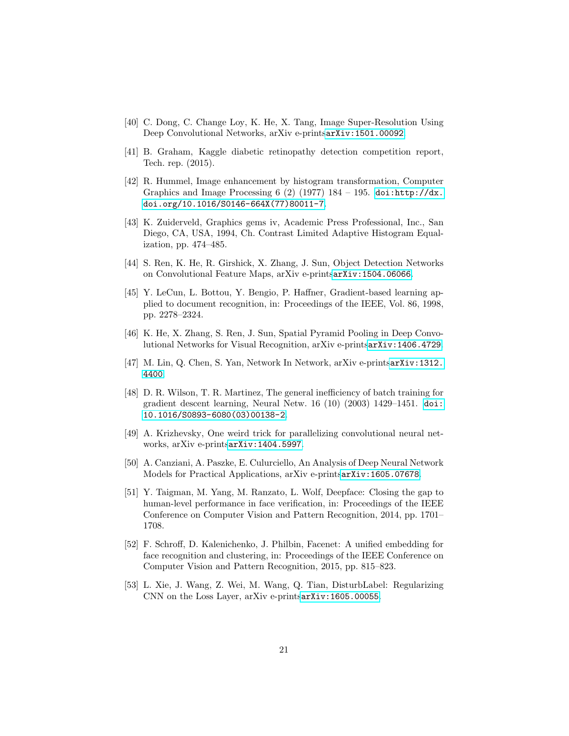[40] C. Dong, C. Change Loy, K. He, X. Tang, Image Super-Resolution Using Deep Convolutional Networks, arXiv e-prints arXiv:1501.00092.

[41] B. Graham, Kaggle diabetic retinopathy detection competition report, Tech. rep. (2015).

[42] R. Hummel, Image enhancement by histogram transformation, Computer Graphics and Image Processing 6 (2) (1977) 184 – 195. doi:http://dx.doi.org/10.1016/S0146-664X(77)80011-7.

[43] K. Zuiderveld, Graphics gems iv, Academic Press Professional, Inc., San Diego, CA, USA, 1994, Ch. Contrast Limited Adaptive Histogram Equalization, pp. 474–485.

[44] S. Ren, K. He, R. Girshick, X. Zhang, J. Sun, Object Detection Networks on Convolutional Feature Maps, arXiv e-prints arXiv:1504.06066.

[45] Y. LeCun, L. Bottou, Y. Bengio, P. Haffner, Gradient-based learning applied to document recognition, in: Proceedings of the IEEE, Vol. 86, 1998, pp. 2278–2324.

[46] K. He, X. Zhang, S. Ren, J. Sun, Spatial Pyramid Pooling in Deep Convolutional Networks for Visual Recognition, arXiv e-prints arXiv:1406.4729.

[47] M. Lin, Q. Chen, S. Yan, Network In Network, arXiv e-prints arXiv:1312.4400.

[48] D. R. Wilson, T. R. Martinez, The general inefficiency of batch training for gradient descent learning, Neural Netw. 16 (10) (2003) 1429–1451. doi:10.1016/S0893-6080(03)00138-2.

[49] A. Krizhevsky, One weird trick for parallelizing convolutional neural networks, arXiv e-prints arXiv:1404.5997.

[50] A. Canziani, A. Paszke, E. Culurciello, An Analysis of Deep Neural Network Models for Practical Applications, arXiv e-prints arXiv:1605.07678.

[51] Y. Taigman, M. Yang, M. Ranzato, L. Wolf, Deepface: Closing the gap to human-level performance in face verification, in: Proceedings of the IEEE Conference on Computer Vision and Pattern Recognition, 2014, pp. 1701–1708.

[52] F. Schroff, D. Kalenichenko, J. Philbin, Facenet: A unified embedding for face recognition and clustering, in: Proceedings of the IEEE Conference on Computer Vision and Pattern Recognition, 2015, pp. 815–823.

[53] L. Xie, J. Wang, Z. Wei, M. Wang, Q. Tian, DisturbLabel: Regularizing CNN on the Loss Layer, arXiv e-prints arXiv:1605.00055.